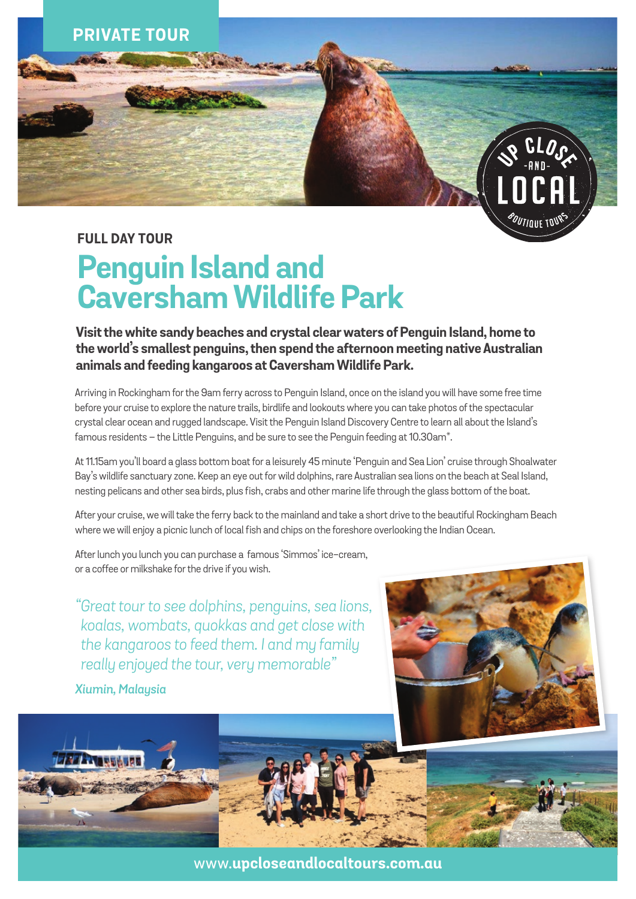PRIVATE TOUR

UP CLOSE -AND- LOCAL BOUTIQUE TOURS

**FULL DAY TOUR**

# Penguin Island and Caversham Wildlife Park

**Visit the white sandy beaches and crystal clear waters of Penguin Island, home to the world's smallest penguins, then spend the afternoon meeting native Australian animals and feeding kangaroos at Caversham Wildlife Park.**

Arriving in Rockingham for the 9am ferry across to Penguin Island, once on the island you will have some free time before your cruise to explore the nature trails, birdlife and lookouts where you can take photos of the spectacular crystal clear ocean and rugged landscape. Visit the Penguin Island Discovery Centre to learn all about the Island's famous residents – the Little Penguins, and be sure to see the Penguin feeding at 10.30am*.

At 11.15am you'll board a glass bottom boat for a leisurely 45 minute 'Penguin and Sea Lion' cruise through Shoalwater Bay's wildlife sanctuary zone. Keep an eye out for wild dolphins, rare Australian sea lions on the beach at Seal Island, nesting pelicans and other sea birds, plus fish, crabs and other marine life through the glass bottom of the boat.

After your cruise, we will take the ferry back to the mainland and take a short drive to the beautiful Rockingham Beach where we will enjoy a picnic lunch of local fish and chips on the foreshore overlooking the Indian Ocean.

After lunch you lunch you can purchase a famous 'Simmos' ice-cream, or a coffee or milkshake for the drive if you wish.

*"Great tour to see dolphins, penguins, sea lions, koalas, wombats, quokkas and get close with the kangaroos to feed them. I and my family really enjoyed the tour, very memorable"*

*Xiumin, Malaysia*

www.**upcloseandlocaltours.com.au**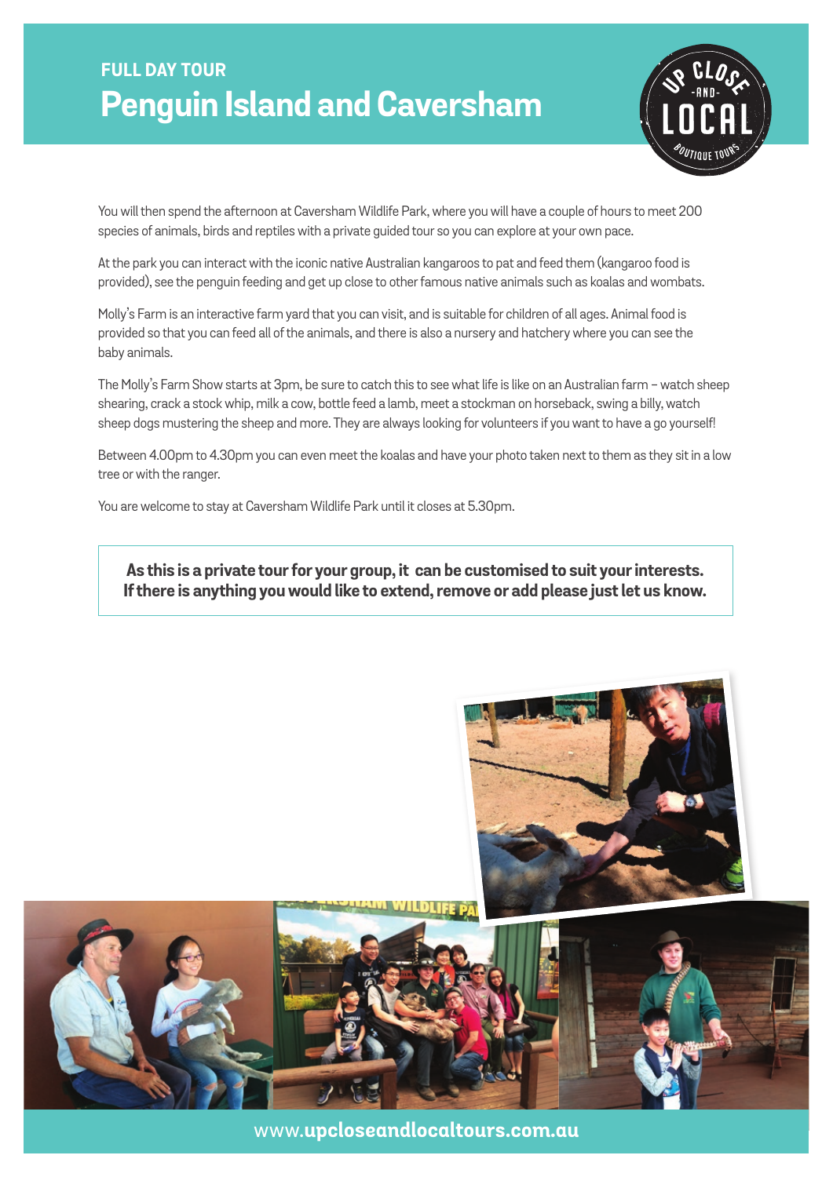**FULL DAY TOUR**

# Penguin Island and Caversham

You will then spend the afternoon at Caversham Wildlife Park, where you will have a couple of hours to meet 200 species of animals, birds and reptiles with a private guided tour so you can explore at your own pace.

At the park you can interact with the iconic native Australian kangaroos to pat and feed them (kangaroo food is provided), see the penguin feeding and get up close to other famous native animals such as koalas and wombats.

Molly's Farm is an interactive farm yard that you can visit, and is suitable for children of all ages. Animal food is provided so that you can feed all of the animals, and there is also a nursery and hatchery where you can see the baby animals.

The Molly's Farm Show starts at 3pm, be sure to catch this to see what life is like on an Australian farm – watch sheep shearing, crack a stock whip, milk a cow, bottle feed a lamb, meet a stockman on horseback, swing a billy, watch sheep dogs mustering the sheep and more. They are always looking for volunteers if you want to have a go yourself!

Between 4.00pm to 4.30pm you can even meet the koalas and have your photo taken next to them as they sit in a low tree or with the ranger.

You are welcome to stay at Caversham Wildlife Park until it closes at 5.30pm.

**As this is a private tour for your group, it can be customised to suit your interests. If there is anything you would like to extend, remove or add please just let us know.**

www.**upcloseandlocaltours.com.au**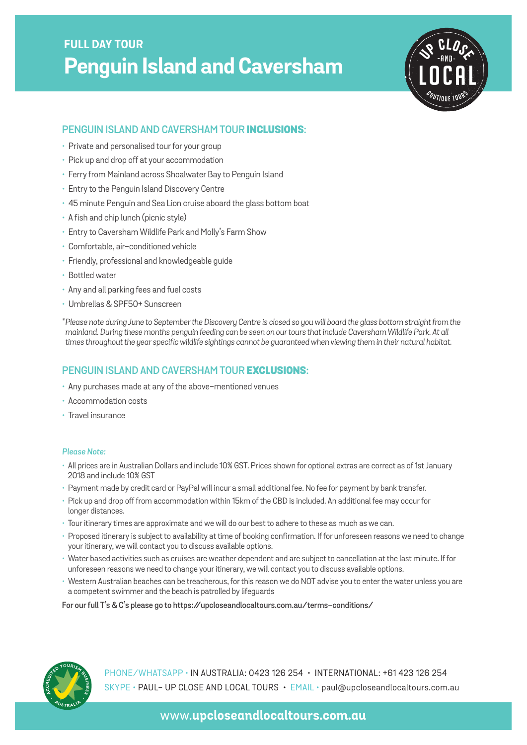FULL DAY TOUR

# Penguin Island and Caversham

## PENGUIN ISLAND AND CAVERSHAM TOUR **INCLUSIONS**:

- Private and personalised tour for your group
- Pick up and drop off at your accommodation
- Ferry from Mainland across Shoalwater Bay to Penguin Island
- Entry to the Penguin Island Discovery Centre
- 45 minute Penguin and Sea Lion cruise aboard the glass bottom boat
- A fish and chip lunch (picnic style)
- Entry to Caversham Wildlife Park and Molly's Farm Show
- Comfortable, air-conditioned vehicle
- Friendly, professional and knowledgeable guide
- Bottled water
- Any and all parking fees and fuel costs
- Umbrellas & SPF50+ Sunscreen

*\*Please note during June to September the Discovery Centre is closed so you will board the glass bottom straight from the mainland. During these months penguin feeding can be seen on our tours that include Caversham Wildlife Park. At all times throughout the year specific wildlife sightings cannot be guaranteed when viewing them in their natural habitat.*

## PENGUIN ISLAND AND CAVERSHAM TOUR **EXCLUSIONS**:

- Any purchases made at any of the above-mentioned venues
- Accommodation costs
- Travel insurance

***Please Note:***

- All prices are in Australian Dollars and include 10% GST. Prices shown for optional extras are correct as of 1st January 2018 and include 10% GST
- Payment made by credit card or PayPal will incur a small additional fee. No fee for payment by bank transfer.
- Pick up and drop off from accommodation within 15km of the CBD is included. An additional fee may occur for longer distances.
- Tour itinerary times are approximate and we will do our best to adhere to these as much as we can.
- Proposed itinerary is subject to availability at time of booking confirmation. If for unforeseen reasons we need to change your itinerary, we will contact you to discuss available options.
- Water based activities such as cruises are weather dependent and are subject to cancellation at the last minute. If for unforeseen reasons we need to change your itinerary, we will contact you to discuss available options.
- Western Australian beaches can be treacherous, for this reason we do NOT advise you to enter the water unless you are a competent swimmer and the beach is patrolled by lifeguards

**For our full T's & C's please go to https://upcloseandlocaltours.com.au/terms-conditions/**

PHONE/WHATSAPP • IN AUSTRALIA: 0423 126 254 • INTERNATIONAL: +61 423 126 254
SKYPE • PAUL- UP CLOSE AND LOCAL TOURS • EMAIL • paul@upcloseandlocaltours.com.au

www.**upcloseandlocaltours.com.au**